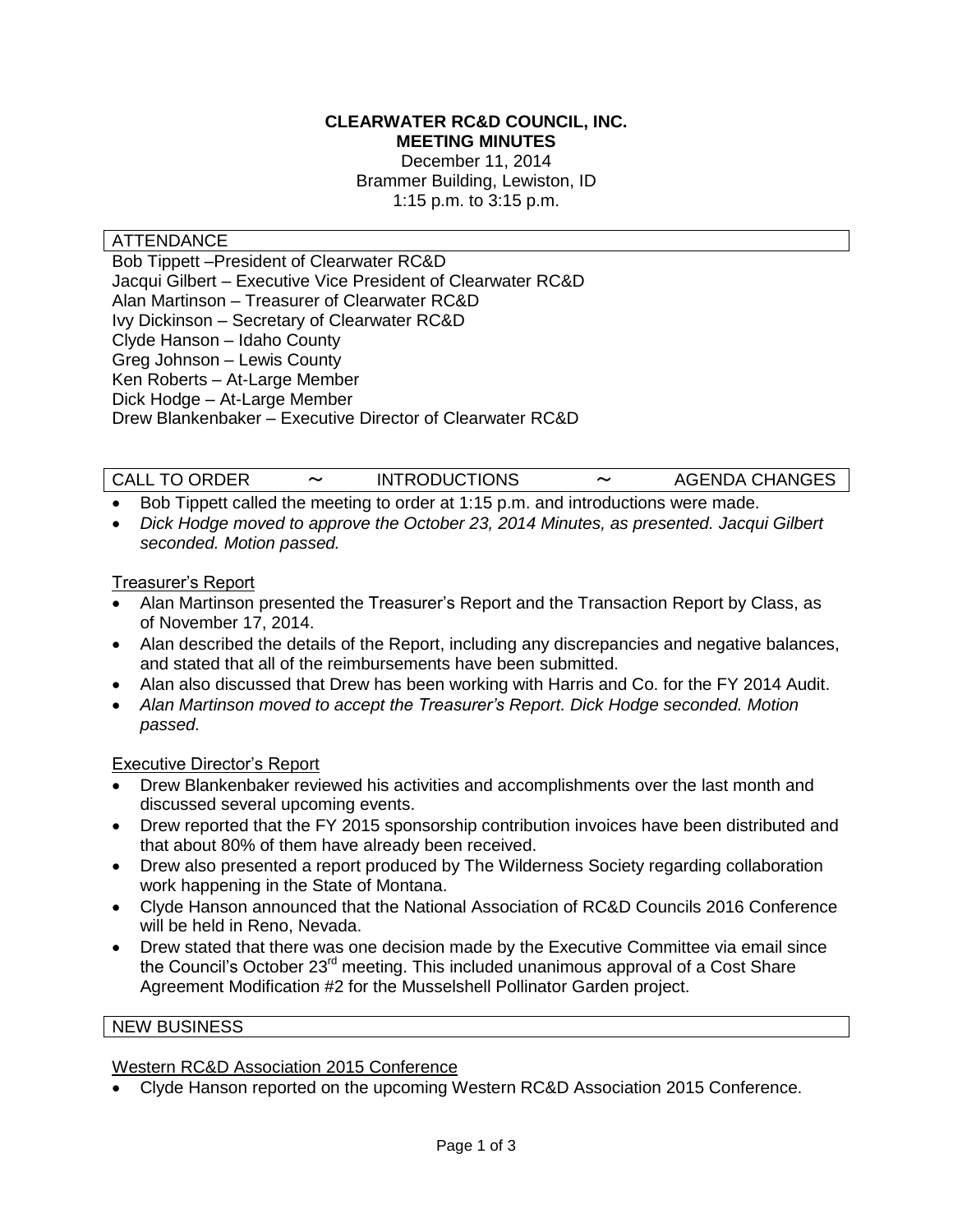# CLEARWATER RC&D COUNCIL, INC.
## MEETING MINUTES

December 11, 2014
Brammer Building, Lewiston, ID
1:15 p.m. to 3:15 p.m.

## ATTENDANCE

Bob Tippett –President of Clearwater RC&D
Jacqui Gilbert – Executive Vice President of Clearwater RC&D
Alan Martinson – Treasurer of Clearwater RC&D
Ivy Dickinson – Secretary of Clearwater RC&D
Clyde Hanson – Idaho County
Greg Johnson – Lewis County
Ken Roberts – At-Large Member
Dick Hodge – At-Large Member
Drew Blankenbaker – Executive Director of Clearwater RC&D

## CALL TO ORDER ~ INTRODUCTIONS ~ AGENDA CHANGES

- Bob Tippett called the meeting to order at 1:15 p.m. and introductions were made.
- *Dick Hodge moved to approve the October 23, 2014 Minutes, as presented. Jacqui Gilbert seconded. Motion passed.*

### Treasurer's Report

- Alan Martinson presented the Treasurer's Report and the Transaction Report by Class, as of November 17, 2014.
- Alan described the details of the Report, including any discrepancies and negative balances, and stated that all of the reimbursements have been submitted.
- Alan also discussed that Drew has been working with Harris and Co. for the FY 2014 Audit.
- *Alan Martinson moved to accept the Treasurer's Report. Dick Hodge seconded. Motion passed.*

### Executive Director's Report

- Drew Blankenbaker reviewed his activities and accomplishments over the last month and discussed several upcoming events.
- Drew reported that the FY 2015 sponsorship contribution invoices have been distributed and that about 80% of them have already been received.
- Drew also presented a report produced by The Wilderness Society regarding collaboration work happening in the State of Montana.
- Clyde Hanson announced that the National Association of RC&D Councils 2016 Conference will be held in Reno, Nevada.
- Drew stated that there was one decision made by the Executive Committee via email since the Council's October 23rd meeting. This included unanimous approval of a Cost Share Agreement Modification #2 for the Musselshell Pollinator Garden project.

## NEW BUSINESS

### Western RC&D Association 2015 Conference

- Clyde Hanson reported on the upcoming Western RC&D Association 2015 Conference.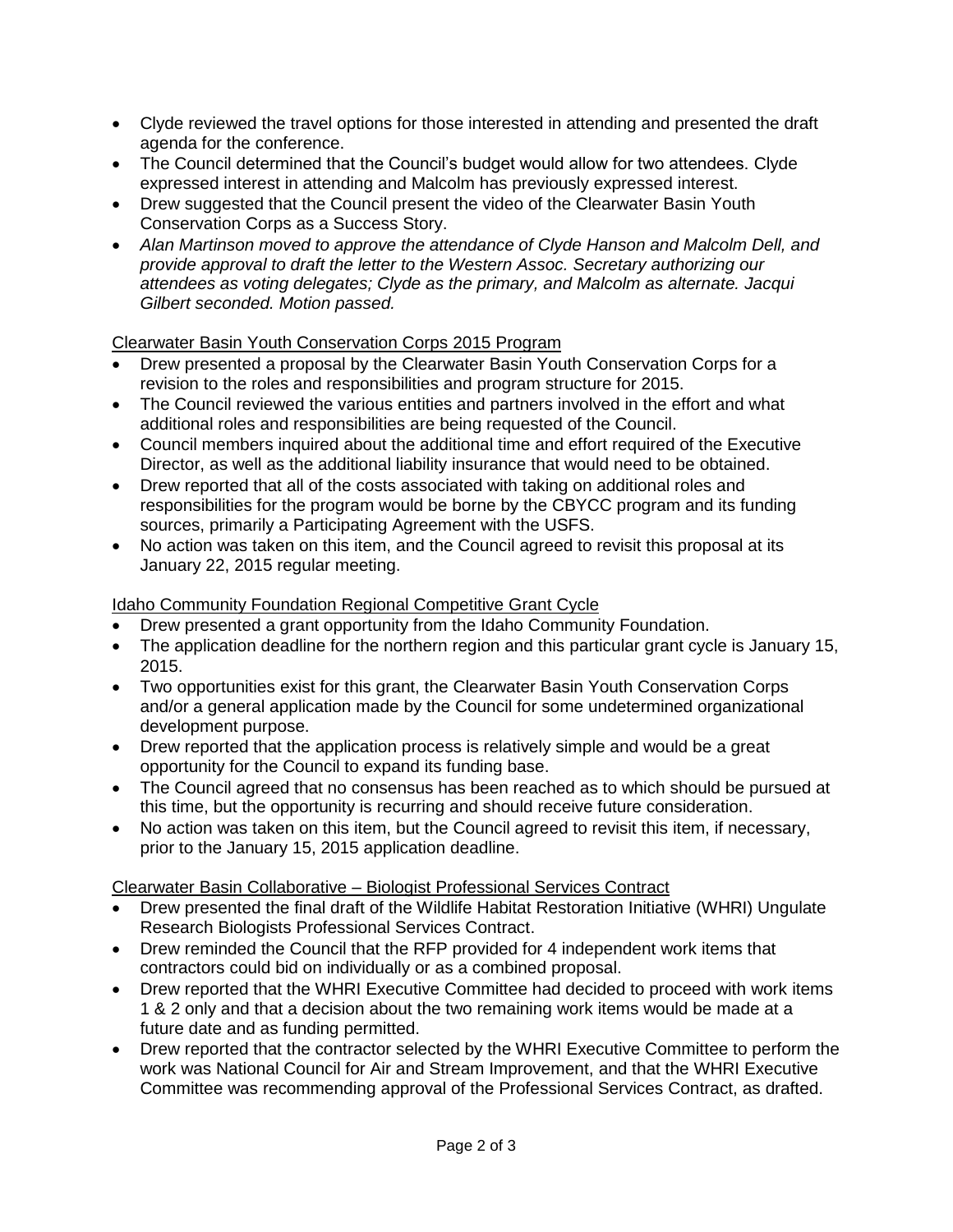- Clyde reviewed the travel options for those interested in attending and presented the draft agenda for the conference.
- The Council determined that the Council's budget would allow for two attendees. Clyde expressed interest in attending and Malcolm has previously expressed interest.
- Drew suggested that the Council present the video of the Clearwater Basin Youth Conservation Corps as a Success Story.
- *Alan Martinson moved to approve the attendance of Clyde Hanson and Malcolm Dell, and provide approval to draft the letter to the Western Assoc. Secretary authorizing our attendees as voting delegates; Clyde as the primary, and Malcolm as alternate. Jacqui Gilbert seconded. Motion passed.*

<u>Clearwater Basin Youth Conservation Corps 2015 Program</u>

- Drew presented a proposal by the Clearwater Basin Youth Conservation Corps for a revision to the roles and responsibilities and program structure for 2015.
- The Council reviewed the various entities and partners involved in the effort and what additional roles and responsibilities are being requested of the Council.
- Council members inquired about the additional time and effort required of the Executive Director, as well as the additional liability insurance that would need to be obtained.
- Drew reported that all of the costs associated with taking on additional roles and responsibilities for the program would be borne by the CBYCC program and its funding sources, primarily a Participating Agreement with the USFS.
- No action was taken on this item, and the Council agreed to revisit this proposal at its January 22, 2015 regular meeting.

<u>Idaho Community Foundation Regional Competitive Grant Cycle</u>

- Drew presented a grant opportunity from the Idaho Community Foundation.
- The application deadline for the northern region and this particular grant cycle is January 15, 2015.
- Two opportunities exist for this grant, the Clearwater Basin Youth Conservation Corps and/or a general application made by the Council for some undetermined organizational development purpose.
- Drew reported that the application process is relatively simple and would be a great opportunity for the Council to expand its funding base.
- The Council agreed that no consensus has been reached as to which should be pursued at this time, but the opportunity is recurring and should receive future consideration.
- No action was taken on this item, but the Council agreed to revisit this item, if necessary, prior to the January 15, 2015 application deadline.

<u>Clearwater Basin Collaborative – Biologist Professional Services Contract</u>

- Drew presented the final draft of the Wildlife Habitat Restoration Initiative (WHRI) Ungulate Research Biologists Professional Services Contract.
- Drew reminded the Council that the RFP provided for 4 independent work items that contractors could bid on individually or as a combined proposal.
- Drew reported that the WHRI Executive Committee had decided to proceed with work items 1 & 2 only and that a decision about the two remaining work items would be made at a future date and as funding permitted.
- Drew reported that the contractor selected by the WHRI Executive Committee to perform the work was National Council for Air and Stream Improvement, and that the WHRI Executive Committee was recommending approval of the Professional Services Contract, as drafted.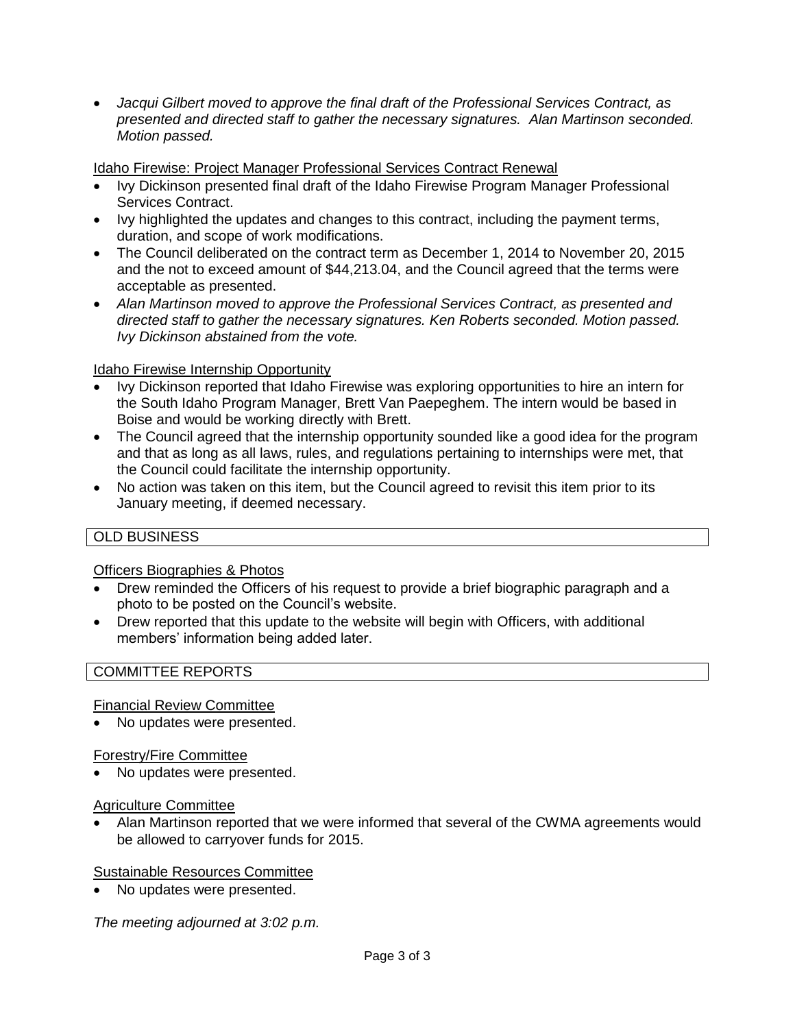- *Jacqui Gilbert moved to approve the final draft of the Professional Services Contract, as presented and directed staff to gather the necessary signatures. Alan Martinson seconded. Motion passed.*

Idaho Firewise: Project Manager Professional Services Contract Renewal

- Ivy Dickinson presented final draft of the Idaho Firewise Program Manager Professional Services Contract.
- Ivy highlighted the updates and changes to this contract, including the payment terms, duration, and scope of work modifications.
- The Council deliberated on the contract term as December 1, 2014 to November 20, 2015 and the not to exceed amount of $44,213.04, and the Council agreed that the terms were acceptable as presented.
- *Alan Martinson moved to approve the Professional Services Contract, as presented and directed staff to gather the necessary signatures. Ken Roberts seconded. Motion passed. Ivy Dickinson abstained from the vote.*

Idaho Firewise Internship Opportunity

- Ivy Dickinson reported that Idaho Firewise was exploring opportunities to hire an intern for the South Idaho Program Manager, Brett Van Paepeghem. The intern would be based in Boise and would be working directly with Brett.
- The Council agreed that the internship opportunity sounded like a good idea for the program and that as long as all laws, rules, and regulations pertaining to internships were met, that the Council could facilitate the internship opportunity.
- No action was taken on this item, but the Council agreed to revisit this item prior to its January meeting, if deemed necessary.

## OLD BUSINESS

Officers Biographies & Photos

- Drew reminded the Officers of his request to provide a brief biographic paragraph and a photo to be posted on the Council's website.
- Drew reported that this update to the website will begin with Officers, with additional members' information being added later.

## COMMITTEE REPORTS

Financial Review Committee

- No updates were presented.

Forestry/Fire Committee

- No updates were presented.

Agriculture Committee

- Alan Martinson reported that we were informed that several of the CWMA agreements would be allowed to carryover funds for 2015.

Sustainable Resources Committee

- No updates were presented.

*The meeting adjourned at 3:02 p.m.*